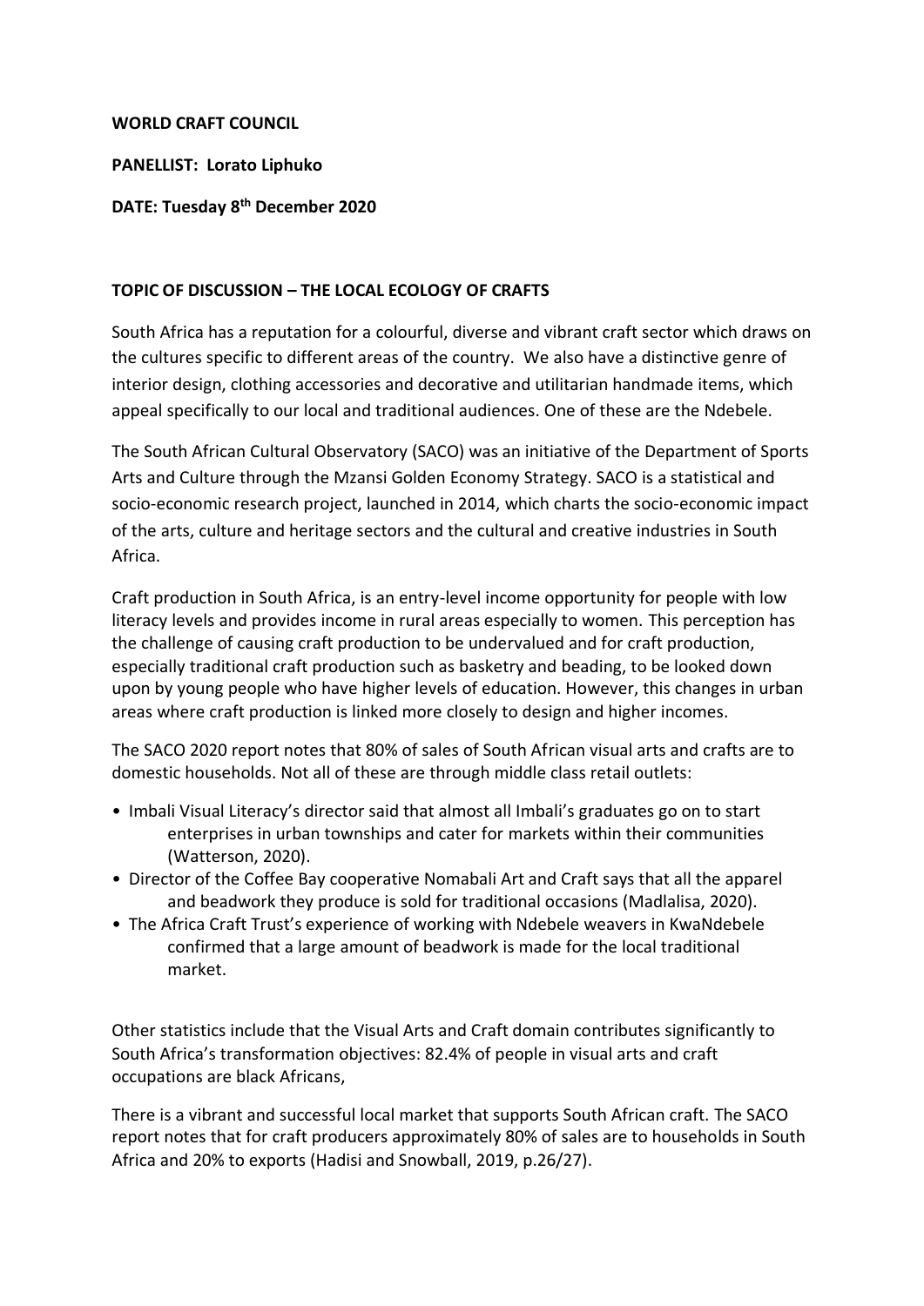**WORLD CRAFT COUNCIL**

**PANELLIST: Lorato Liphuko**

**DATE: Tuesday 8th December 2020**

**TOPIC OF DISCUSSION – THE LOCAL ECOLOGY OF CRAFTS**

South Africa has a reputation for a colourful, diverse and vibrant craft sector which draws on the cultures specific to different areas of the country. We also have a distinctive genre of interior design, clothing accessories and decorative and utilitarian handmade items, which appeal specifically to our local and traditional audiences. One of these are the Ndebele.

The South African Cultural Observatory (SACO) was an initiative of the Department of Sports Arts and Culture through the Mzansi Golden Economy Strategy. SACO is a statistical and socio-economic research project, launched in 2014, which charts the socio-economic impact of the arts, culture and heritage sectors and the cultural and creative industries in South Africa.

Craft production in South Africa, is an entry-level income opportunity for people with low literacy levels and provides income in rural areas especially to women. This perception has the challenge of causing craft production to be undervalued and for craft production, especially traditional craft production such as basketry and beading, to be looked down upon by young people who have higher levels of education. However, this changes in urban areas where craft production is linked more closely to design and higher incomes.

The SACO 2020 report notes that 80% of sales of South African visual arts and crafts are to domestic households. Not all of these are through middle class retail outlets:

- Imbali Visual Literacy's director said that almost all Imbali's graduates go on to start enterprises in urban townships and cater for markets within their communities (Watterson, 2020).
- Director of the Coffee Bay cooperative Nomabali Art and Craft says that all the apparel and beadwork they produce is sold for traditional occasions (Madlalisa, 2020).
- The Africa Craft Trust's experience of working with Ndebele weavers in KwaNdebele confirmed that a large amount of beadwork is made for the local traditional market.

Other statistics include that the Visual Arts and Craft domain contributes significantly to South Africa's transformation objectives: 82.4% of people in visual arts and craft occupations are black Africans,

There is a vibrant and successful local market that supports South African craft. The SACO report notes that for craft producers approximately 80% of sales are to households in South Africa and 20% to exports (Hadisi and Snowball, 2019, p.26/27).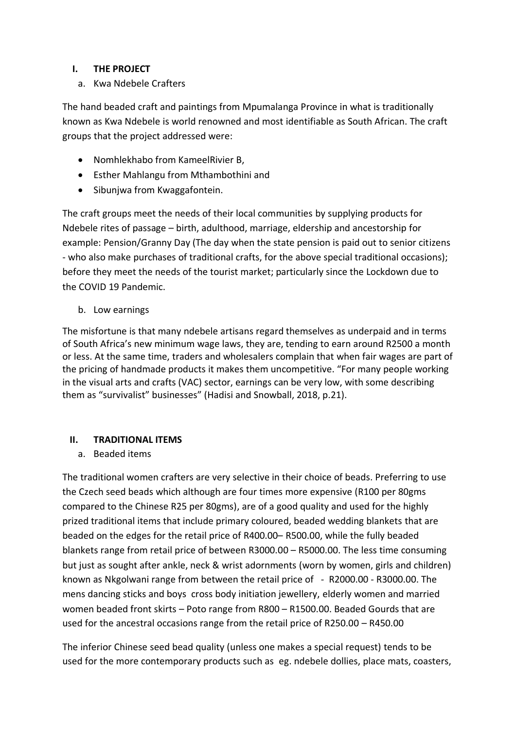## I. THE PROJECT

a. Kwa Ndebele Crafters

The hand beaded craft and paintings from Mpumalanga Province in what is traditionally known as Kwa Ndebele is world renowned and most identifiable as South African. The craft groups that the project addressed were:

- Nomhlekhabo from KameelRivier B,
- Esther Mahlangu from Mthambothini and
- Sibunjwa from Kwaggafontein.

The craft groups meet the needs of their local communities by supplying products for Ndebele rites of passage – birth, adulthood, marriage, eldership and ancestorship for example: Pension/Granny Day (The day when the state pension is paid out to senior citizens - who also make purchases of traditional crafts, for the above special traditional occasions); before they meet the needs of the tourist market; particularly since the Lockdown due to the COVID 19 Pandemic.

b. Low earnings

The misfortune is that many ndebele artisans regard themselves as underpaid and in terms of South Africa's new minimum wage laws, they are, tending to earn around R2500 a month or less. At the same time, traders and wholesalers complain that when fair wages are part of the pricing of handmade products it makes them uncompetitive. "For many people working in the visual arts and crafts (VAC) sector, earnings can be very low, with some describing them as "survivalist" businesses" (Hadisi and Snowball, 2018, p.21).

## II. TRADITIONAL ITEMS

a. Beaded items

The traditional women crafters are very selective in their choice of beads. Preferring to use the Czech seed beads which although are four times more expensive (R100 per 80gms compared to the Chinese R25 per 80gms), are of a good quality and used for the highly prized traditional items that include primary coloured, beaded wedding blankets that are beaded on the edges for the retail price of R400.00– R500.00, while the fully beaded blankets range from retail price of between R3000.00 – R5000.00. The less time consuming but just as sought after ankle, neck & wrist adornments (worn by women, girls and children) known as Nkgolwani range from between the retail price of - R2000.00 - R3000.00. The mens dancing sticks and boys cross body initiation jewellery, elderly women and married women beaded front skirts – Poto range from R800 – R1500.00. Beaded Gourds that are used for the ancestral occasions range from the retail price of R250.00 – R450.00

The inferior Chinese seed bead quality (unless one makes a special request) tends to be used for the more contemporary products such as eg. ndebele dollies, place mats, coasters,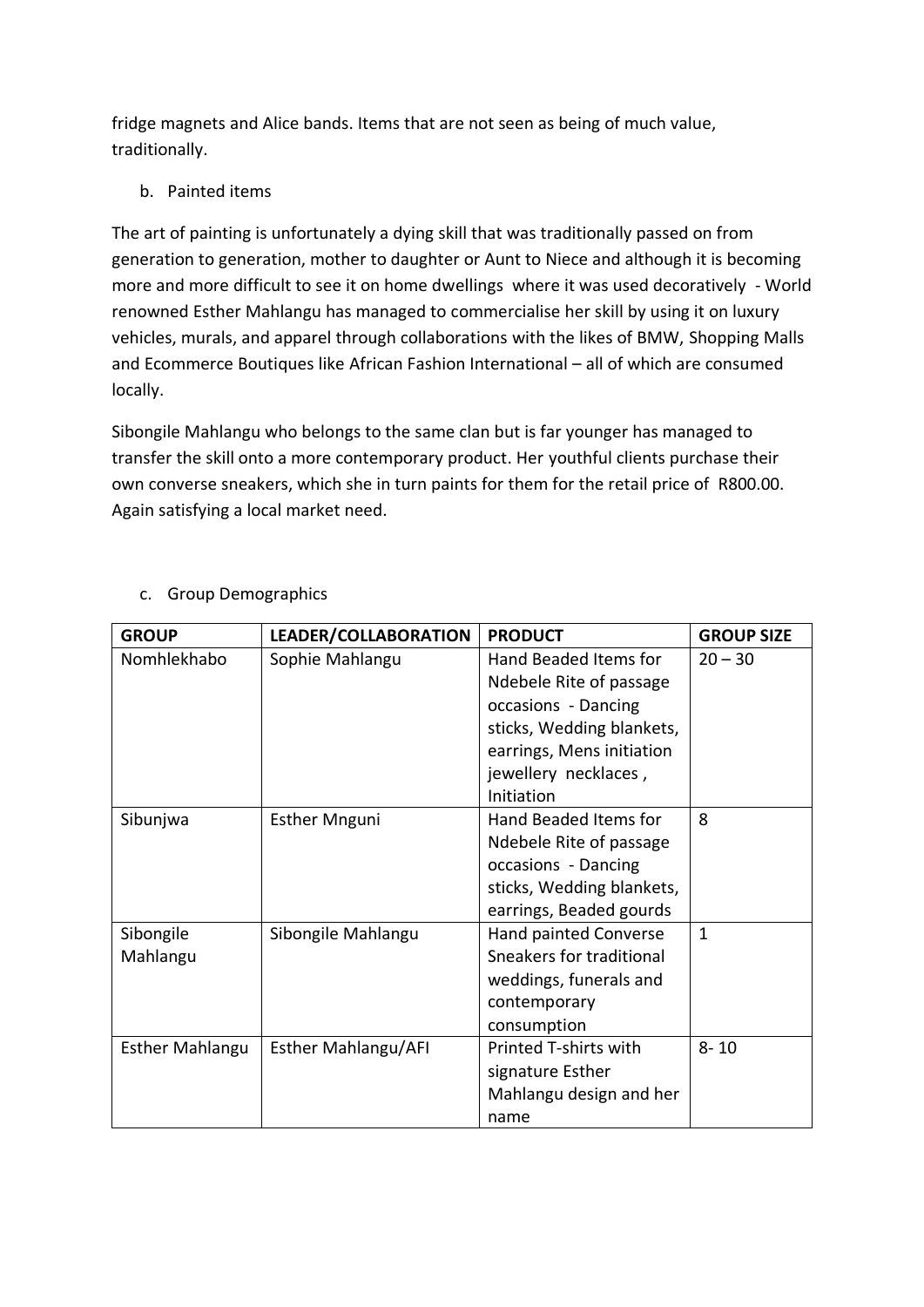fridge magnets and Alice bands. Items that are not seen as being of much value, traditionally.

b. Painted items

The art of painting is unfortunately a dying skill that was traditionally passed on from generation to generation, mother to daughter or Aunt to Niece and although it is becoming more and more difficult to see it on home dwellings where it was used decoratively - World renowned Esther Mahlangu has managed to commercialise her skill by using it on luxury vehicles, murals, and apparel through collaborations with the likes of BMW, Shopping Malls and Ecommerce Boutiques like African Fashion International – all of which are consumed locally.

Sibongile Mahlangu who belongs to the same clan but is far younger has managed to transfer the skill onto a more contemporary product. Her youthful clients purchase their own converse sneakers, which she in turn paints for them for the retail price of R800.00. Again satisfying a local market need.

c. Group Demographics

| GROUP | LEADER/COLLABORATION | PRODUCT | GROUP SIZE |
|---|---|---|---|
| Nomhlekhabo | Sophie Mahlangu | Hand Beaded Items for Ndebele Rite of passage occasions - Dancing sticks, Wedding blankets, earrings, Mens initiation jewellery necklaces , Initiation | 20 – 30 |
| Sibunjwa | Esther Mnguni | Hand Beaded Items for Ndebele Rite of passage occasions - Dancing sticks, Wedding blankets, earrings, Beaded gourds | 8 |
| Sibongile Mahlangu | Sibongile Mahlangu | Hand painted Converse Sneakers for traditional weddings, funerals and contemporary consumption | 1 |
| Esther Mahlangu | Esther Mahlangu/AFI | Printed T-shirts with signature Esther Mahlangu design and her name | 8- 10 |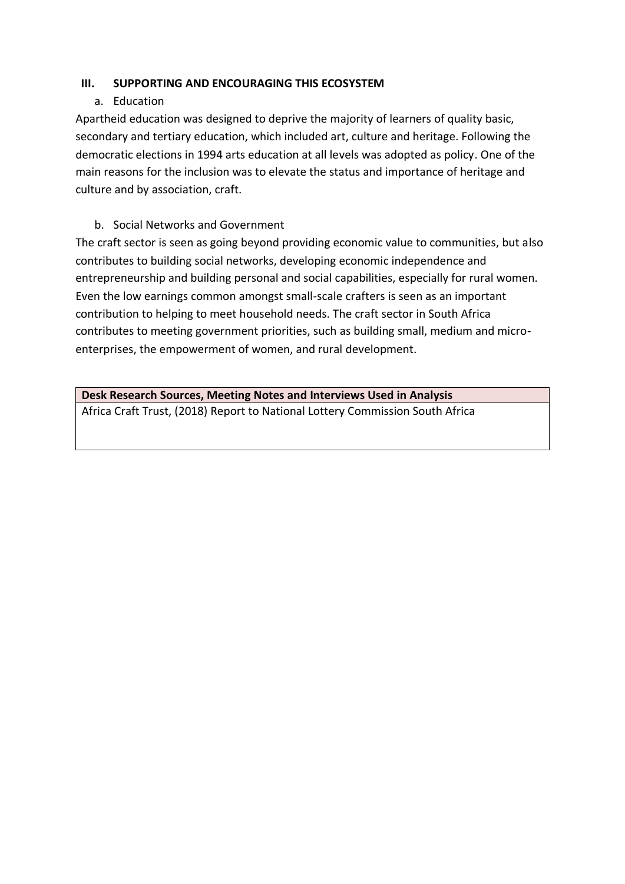## III. SUPPORTING AND ENCOURAGING THIS ECOSYSTEM

### a. Education

Apartheid education was designed to deprive the majority of learners of quality basic, secondary and tertiary education, which included art, culture and heritage. Following the democratic elections in 1994 arts education at all levels was adopted as policy. One of the main reasons for the inclusion was to elevate the status and importance of heritage and culture and by association, craft.

### b. Social Networks and Government

The craft sector is seen as going beyond providing economic value to communities, but also contributes to building social networks, developing economic independence and entrepreneurship and building personal and social capabilities, especially for rural women. Even the low earnings common amongst small-scale crafters is seen as an important contribution to helping to meet household needs. The craft sector in South Africa contributes to meeting government priorities, such as building small, medium and micro-enterprises, the empowerment of women, and rural development.

| Desk Research Sources, Meeting Notes and Interviews Used in Analysis |
| --- |
| Africa Craft Trust, (2018) Report to National Lottery Commission South Africa |